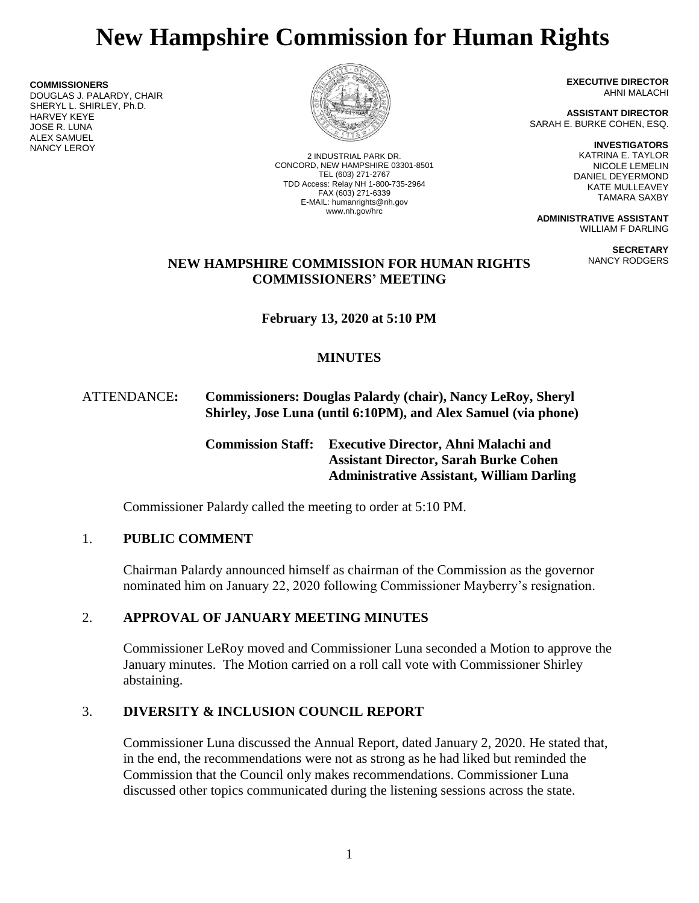# New Hampshire Commission for Human Rights

**COMMISSIONERS**
DOUGLAS J. PALARDY, CHAIR
SHERYL L. SHIRLEY, Ph.D.
HARVEY KEYE
JOSE R. LUNA
ALEX SAMUEL
NANCY LEROY

2 INDUSTRIAL PARK DR.
CONCORD, NEW HAMPSHIRE 03301-8501
TEL (603) 271-2767
TDD Access: Relay NH 1-800-735-2964
FAX (603) 271-6339
E-MAIL: humanrights@nh.gov
www.nh.gov/hrc

**EXECUTIVE DIRECTOR**
AHNI MALACHI

**ASSISTANT DIRECTOR**
SARAH E. BURKE COHEN, ESQ.

**INVESTIGATORS**
KATRINA E. TAYLOR
NICOLE LEMELIN
DANIEL DEYERMOND
KATE MULLEAVEY
TAMARA SAXBY

**ADMINISTRATIVE ASSISTANT**
WILLIAM F DARLING

**SECRETARY**
NANCY RODGERS

**NEW HAMPSHIRE COMMISSION FOR HUMAN RIGHTS**
**COMMISSIONERS' MEETING**

**February 13, 2020 at 5:10 PM**

**MINUTES**

ATTENDANCE: **Commissioners: Douglas Palardy (chair), Nancy LeRoy, Sheryl Shirley, Jose Luna (until 6:10PM), and Alex Samuel (via phone)**

**Commission Staff: Executive Director, Ahni Malachi and Assistant Director, Sarah Burke Cohen Administrative Assistant, William Darling**

Commissioner Palardy called the meeting to order at 5:10 PM.

1. **PUBLIC COMMENT**

   Chairman Palardy announced himself as chairman of the Commission as the governor nominated him on January 22, 2020 following Commissioner Mayberry's resignation.

2. **APPROVAL OF JANUARY MEETING MINUTES**

   Commissioner LeRoy moved and Commissioner Luna seconded a Motion to approve the January minutes. The Motion carried on a roll call vote with Commissioner Shirley abstaining.

3. **DIVERSITY & INCLUSION COUNCIL REPORT**

   Commissioner Luna discussed the Annual Report, dated January 2, 2020. He stated that, in the end, the recommendations were not as strong as he had liked but reminded the Commission that the Council only makes recommendations. Commissioner Luna discussed other topics communicated during the listening sessions across the state.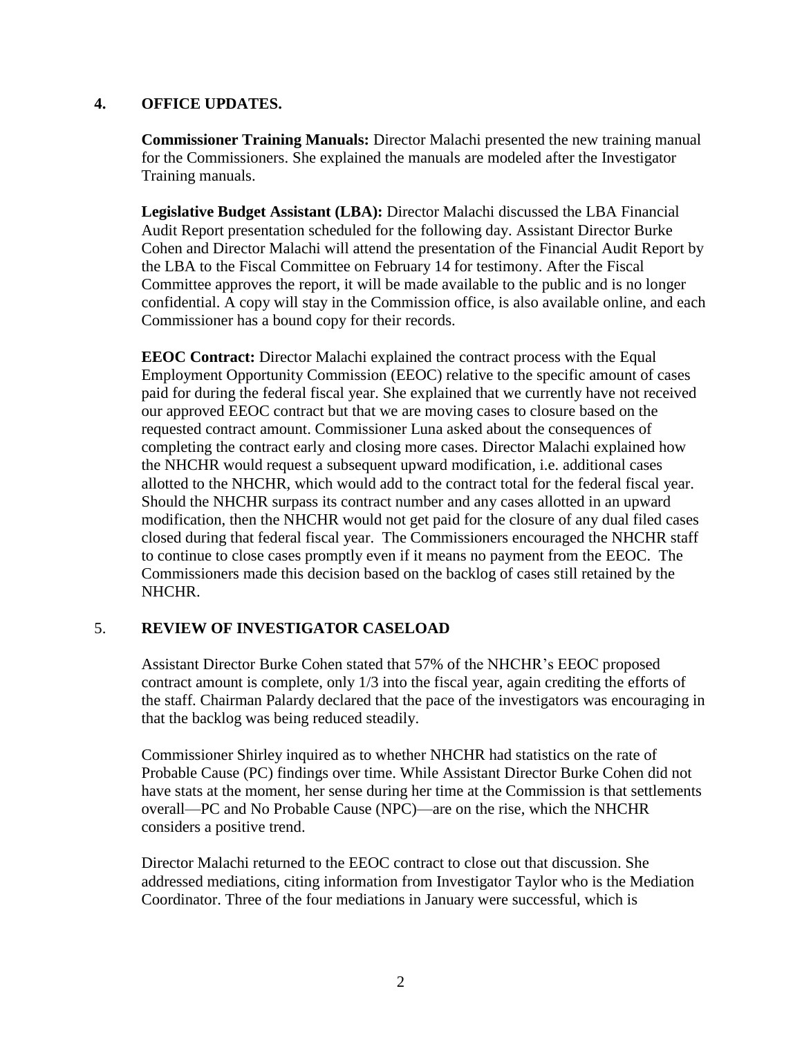## 4. OFFICE UPDATES.

**Commissioner Training Manuals:** Director Malachi presented the new training manual for the Commissioners. She explained the manuals are modeled after the Investigator Training manuals.

**Legislative Budget Assistant (LBA):** Director Malachi discussed the LBA Financial Audit Report presentation scheduled for the following day. Assistant Director Burke Cohen and Director Malachi will attend the presentation of the Financial Audit Report by the LBA to the Fiscal Committee on February 14 for testimony. After the Fiscal Committee approves the report, it will be made available to the public and is no longer confidential. A copy will stay in the Commission office, is also available online, and each Commissioner has a bound copy for their records.

**EEOC Contract:** Director Malachi explained the contract process with the Equal Employment Opportunity Commission (EEOC) relative to the specific amount of cases paid for during the federal fiscal year. She explained that we currently have not received our approved EEOC contract but that we are moving cases to closure based on the requested contract amount. Commissioner Luna asked about the consequences of completing the contract early and closing more cases. Director Malachi explained how the NHCHR would request a subsequent upward modification, i.e. additional cases allotted to the NHCHR, which would add to the contract total for the federal fiscal year. Should the NHCHR surpass its contract number and any cases allotted in an upward modification, then the NHCHR would not get paid for the closure of any dual filed cases closed during that federal fiscal year. The Commissioners encouraged the NHCHR staff to continue to close cases promptly even if it means no payment from the EEOC. The Commissioners made this decision based on the backlog of cases still retained by the NHCHR.

## 5. REVIEW OF INVESTIGATOR CASELOAD

Assistant Director Burke Cohen stated that 57% of the NHCHR's EEOC proposed contract amount is complete, only 1/3 into the fiscal year, again crediting the efforts of the staff. Chairman Palardy declared that the pace of the investigators was encouraging in that the backlog was being reduced steadily.

Commissioner Shirley inquired as to whether NHCHR had statistics on the rate of Probable Cause (PC) findings over time. While Assistant Director Burke Cohen did not have stats at the moment, her sense during her time at the Commission is that settlements overall—PC and No Probable Cause (NPC)—are on the rise, which the NHCHR considers a positive trend.

Director Malachi returned to the EEOC contract to close out that discussion. She addressed mediations, citing information from Investigator Taylor who is the Mediation Coordinator. Three of the four mediations in January were successful, which is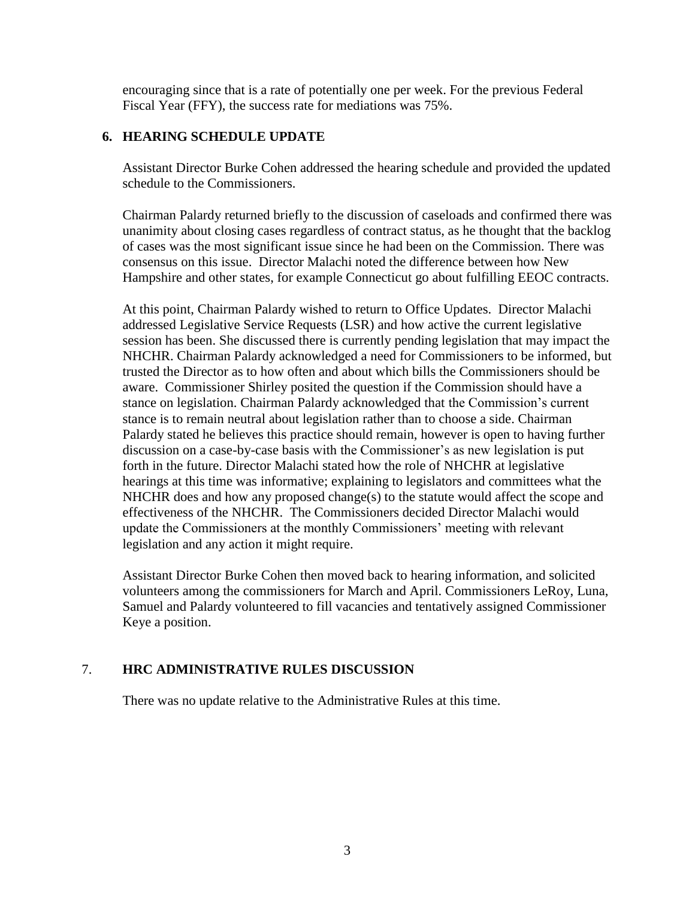encouraging since that is a rate of potentially one per week. For the previous Federal Fiscal Year (FFY), the success rate for mediations was 75%.

## 6. HEARING SCHEDULE UPDATE

Assistant Director Burke Cohen addressed the hearing schedule and provided the updated schedule to the Commissioners.

Chairman Palardy returned briefly to the discussion of caseloads and confirmed there was unanimity about closing cases regardless of contract status, as he thought that the backlog of cases was the most significant issue since he had been on the Commission. There was consensus on this issue. Director Malachi noted the difference between how New Hampshire and other states, for example Connecticut go about fulfilling EEOC contracts.

At this point, Chairman Palardy wished to return to Office Updates. Director Malachi addressed Legislative Service Requests (LSR) and how active the current legislative session has been. She discussed there is currently pending legislation that may impact the NHCHR. Chairman Palardy acknowledged a need for Commissioners to be informed, but trusted the Director as to how often and about which bills the Commissioners should be aware. Commissioner Shirley posited the question if the Commission should have a stance on legislation. Chairman Palardy acknowledged that the Commission's current stance is to remain neutral about legislation rather than to choose a side. Chairman Palardy stated he believes this practice should remain, however is open to having further discussion on a case-by-case basis with the Commissioner's as new legislation is put forth in the future. Director Malachi stated how the role of NHCHR at legislative hearings at this time was informative; explaining to legislators and committees what the NHCHR does and how any proposed change(s) to the statute would affect the scope and effectiveness of the NHCHR. The Commissioners decided Director Malachi would update the Commissioners at the monthly Commissioners' meeting with relevant legislation and any action it might require.

Assistant Director Burke Cohen then moved back to hearing information, and solicited volunteers among the commissioners for March and April. Commissioners LeRoy, Luna, Samuel and Palardy volunteered to fill vacancies and tentatively assigned Commissioner Keye a position.

## 7. HRC ADMINISTRATIVE RULES DISCUSSION

There was no update relative to the Administrative Rules at this time.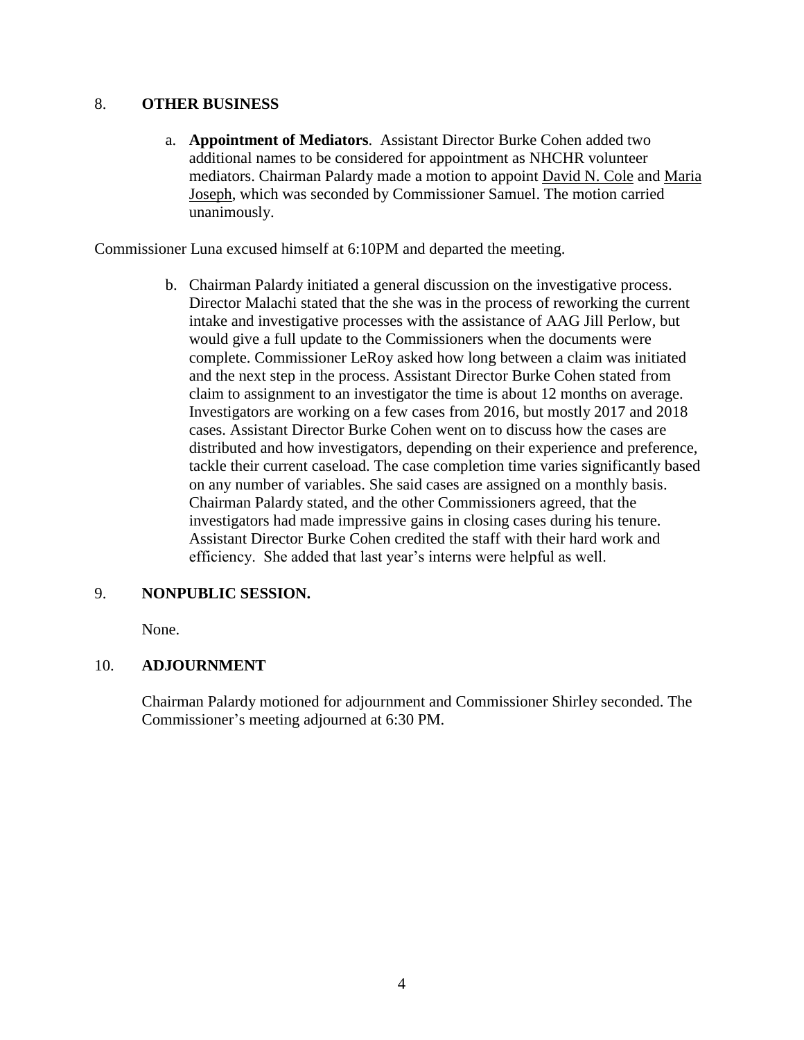8. **OTHER BUSINESS**

   a. **Appointment of Mediators**. Assistant Director Burke Cohen added two additional names to be considered for appointment as NHCHR volunteer mediators. Chairman Palardy made a motion to appoint David N. Cole and Maria Joseph, which was seconded by Commissioner Samuel. The motion carried unanimously.

Commissioner Luna excused himself at 6:10PM and departed the meeting.

   b. Chairman Palardy initiated a general discussion on the investigative process. Director Malachi stated that the she was in the process of reworking the current intake and investigative processes with the assistance of AAG Jill Perlow, but would give a full update to the Commissioners when the documents were complete. Commissioner LeRoy asked how long between a claim was initiated and the next step in the process. Assistant Director Burke Cohen stated from claim to assignment to an investigator the time is about 12 months on average. Investigators are working on a few cases from 2016, but mostly 2017 and 2018 cases. Assistant Director Burke Cohen went on to discuss how the cases are distributed and how investigators, depending on their experience and preference, tackle their current caseload. The case completion time varies significantly based on any number of variables. She said cases are assigned on a monthly basis. Chairman Palardy stated, and the other Commissioners agreed, that the investigators had made impressive gains in closing cases during his tenure. Assistant Director Burke Cohen credited the staff with their hard work and efficiency. She added that last year's interns were helpful as well.

9. **NONPUBLIC SESSION.**

   None.

10. **ADJOURNMENT**

   Chairman Palardy motioned for adjournment and Commissioner Shirley seconded. The Commissioner's meeting adjourned at 6:30 PM.